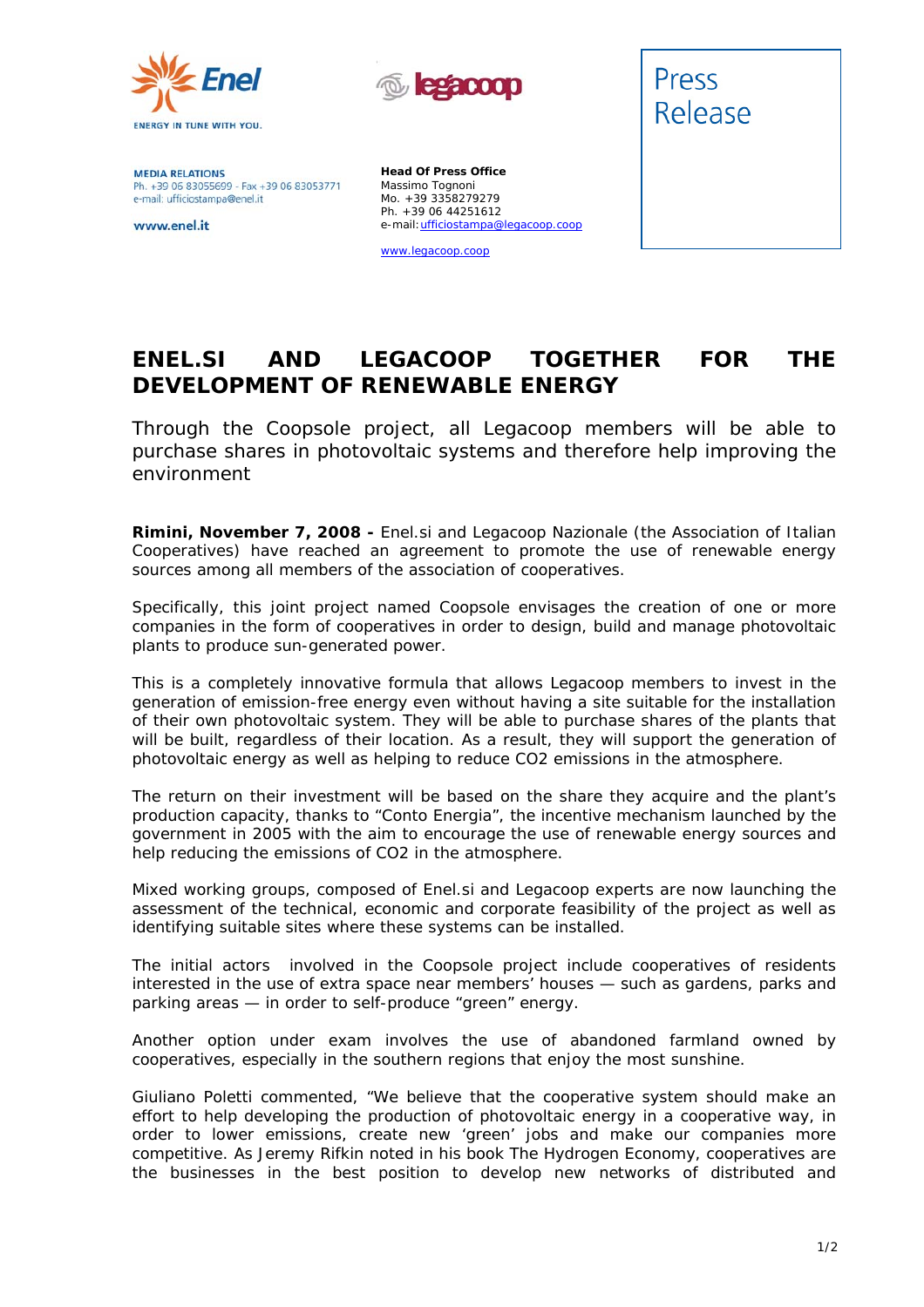Enel
ENERGY IN TUNE WITH YOU.

legacoop

**MEDIA RELATIONS**
Ph. +39 06 83055699 - Fax +39 06 83053771
e-mail: ufficiostampa@enel.it

www.enel.it

**Head Of Press Office**
Massimo Tognoni
Mo. +39 3358279279
Ph. +39 06 44251612
e-mail: ufficiostampa@legacoop.coop

www.legacoop.coop

Press Release

# ENEL.SI AND LEGACOOP TOGETHER FOR THE DEVELOPMENT OF RENEWABLE ENERGY

Through the Coopsole project, all Legacoop members will be able to purchase shares in photovoltaic systems and therefore help improving the environment

**Rimini, November 7, 2008 -** Enel.si and Legacoop Nazionale (the Association of Italian Cooperatives) have reached an agreement to promote the use of renewable energy sources among all members of the association of cooperatives.

Specifically, this joint project named Coopsole envisages the creation of one or more companies in the form of cooperatives in order to design, build and manage photovoltaic plants to produce sun-generated power.

This is a completely innovative formula that allows Legacoop members to invest in the generation of emission-free energy even without having a site suitable for the installation of their own photovoltaic system. They will be able to purchase shares of the plants that will be built, regardless of their location. As a result, they will support the generation of photovoltaic energy as well as helping to reduce $CO_2$ emissions in the atmosphere.

The return on their investment will be based on the share they acquire and the plant's production capacity, thanks to "Conto Energia", the incentive mechanism launched by the government in 2005 with the aim to encourage the use of renewable energy sources and help reducing the emissions of $CO_2$ in the atmosphere.

Mixed working groups, composed of Enel.si and Legacoop experts are now launching the assessment of the technical, economic and corporate feasibility of the project as well as identifying suitable sites where these systems can be installed.

The initial actors involved in the Coopsole project include cooperatives of residents interested in the use of extra space near members' houses — such as gardens, parks and parking areas — in order to self-produce "green" energy.

Another option under exam involves the use of abandoned farmland owned by cooperatives, especially in the southern regions that enjoy the most sunshine.

Giuliano Poletti commented, "We believe that the cooperative system should make an effort to help developing the production of photovoltaic energy in a cooperative way, in order to lower emissions, create new 'green' jobs and make our companies more competitive. As Jeremy Rifkin noted in his book The Hydrogen Economy, cooperatives are the businesses in the best position to develop new networks of distributed and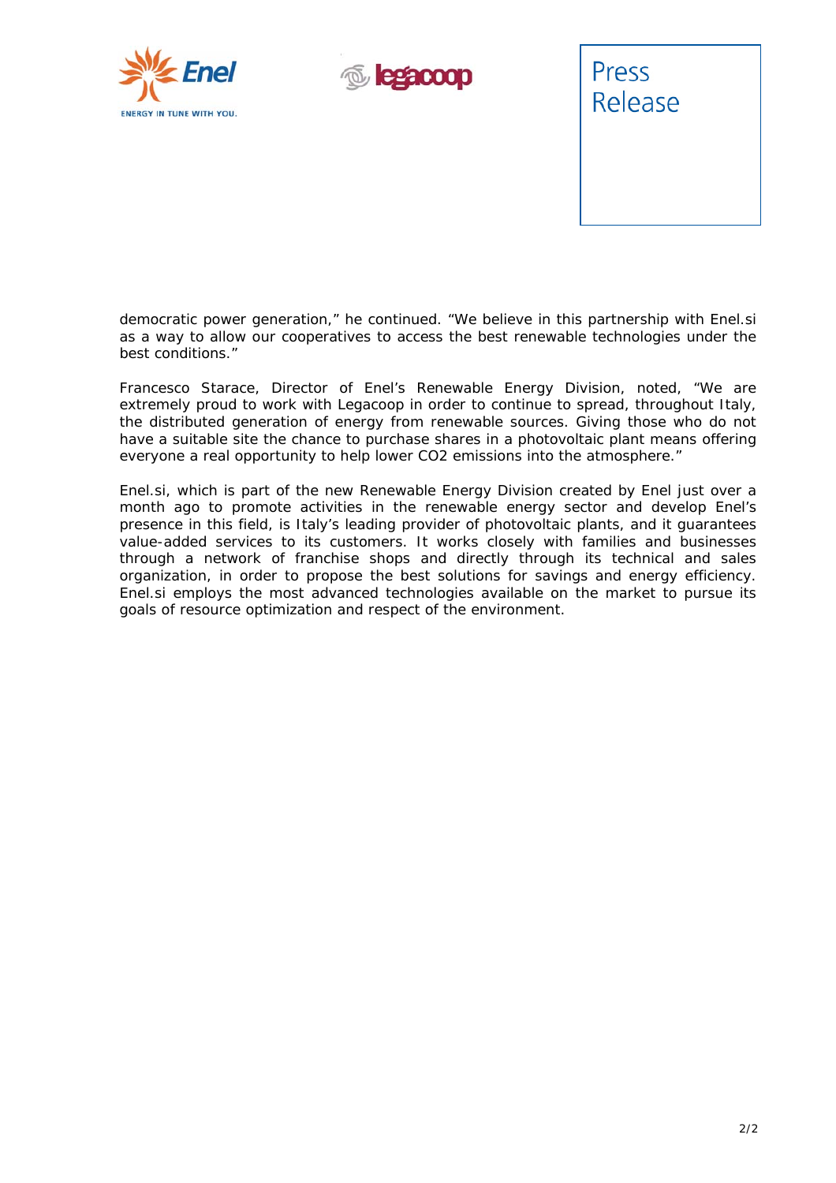democratic power generation," he continued. "We believe in this partnership with Enel.si as a way to allow our cooperatives to access the best renewable technologies under the best conditions."

Francesco Starace, Director of Enel's Renewable Energy Division, noted, "We are extremely proud to work with Legacoop in order to continue to spread, throughout Italy, the distributed generation of energy from renewable sources. Giving those who do not have a suitable site the chance to purchase shares in a photovoltaic plant means offering everyone a real opportunity to help lower $CO_2$ emissions into the atmosphere."

Enel.si, which is part of the new Renewable Energy Division created by Enel just over a month ago to promote activities in the renewable energy sector and develop Enel's presence in this field, is Italy's leading provider of photovoltaic plants, and it guarantees value-added services to its customers. It works closely with families and businesses through a network of franchise shops and directly through its technical and sales organization, in order to propose the best solutions for savings and energy efficiency. Enel.si employs the most advanced technologies available on the market to pursue its goals of resource optimization and respect of the environment.